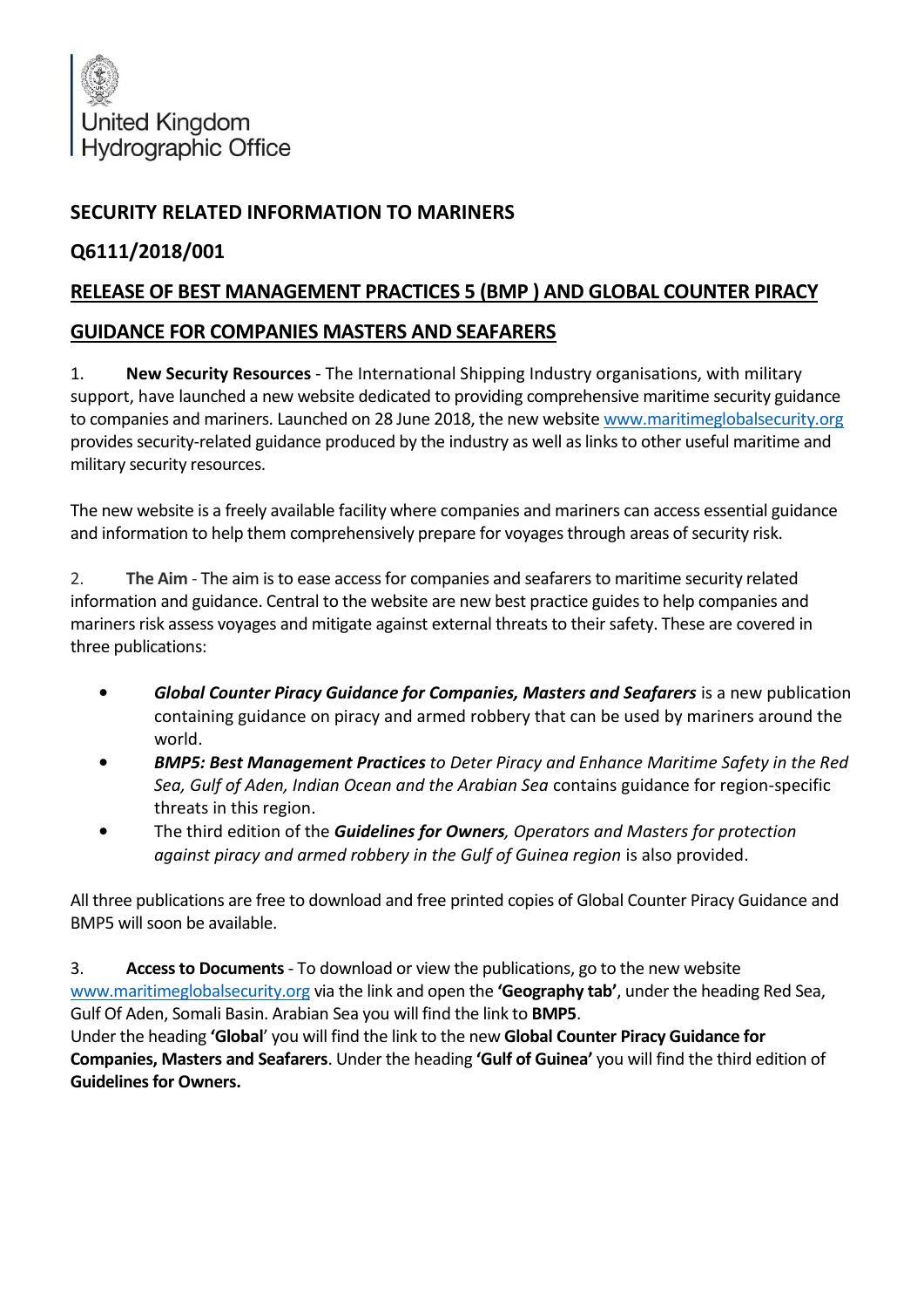United Kingdom
Hydrographic Office

## SECURITY RELATED INFORMATION TO MARINERS

## Q6111/2018/001

## RELEASE OF BEST MANAGEMENT PRACTICES 5 (BMP ) AND GLOBAL COUNTER PIRACY GUIDANCE FOR COMPANIES MASTERS AND SEAFARERS

1. **New Security Resources** - The International Shipping Industry organisations, with military support, have launched a new website dedicated to providing comprehensive maritime security guidance to companies and mariners. Launched on 28 June 2018, the new website www.maritimeglobalsecurity.org provides security-related guidance produced by the industry as well as links to other useful maritime and military security resources.

The new website is a freely available facility where companies and mariners can access essential guidance and information to help them comprehensively prepare for voyages through areas of security risk.

2. **The Aim** - The aim is to ease access for companies and seafarers to maritime security related information and guidance. Central to the website are new best practice guides to help companies and mariners risk assess voyages and mitigate against external threats to their safety. These are covered in three publications:

- ***Global Counter Piracy Guidance for Companies, Masters and Seafarers*** is a new publication containing guidance on piracy and armed robbery that can be used by mariners around the world.
- ***BMP5: Best Management Practices*** *to Deter Piracy and Enhance Maritime Safety in the Red Sea, Gulf of Aden, Indian Ocean and the Arabian Sea* contains guidance for region-specific threats in this region.
- The third edition of the ***Guidelines for Owners****, Operators and Masters for protection against piracy and armed robbery in the Gulf of Guinea region* is also provided.

All three publications are free to download and free printed copies of Global Counter Piracy Guidance and BMP5 will soon be available.

3. **Access to Documents** - To download or view the publications, go to the new website www.maritimeglobalsecurity.org via the link and open the **'Geography tab'**, under the heading Red Sea, Gulf Of Aden, Somali Basin. Arabian Sea you will find the link to **BMP5**.
Under the heading **'Global'** you will find the link to the new **Global Counter Piracy Guidance for Companies, Masters and Seafarers**. Under the heading **'Gulf of Guinea'** you will find the third edition of **Guidelines for Owners.**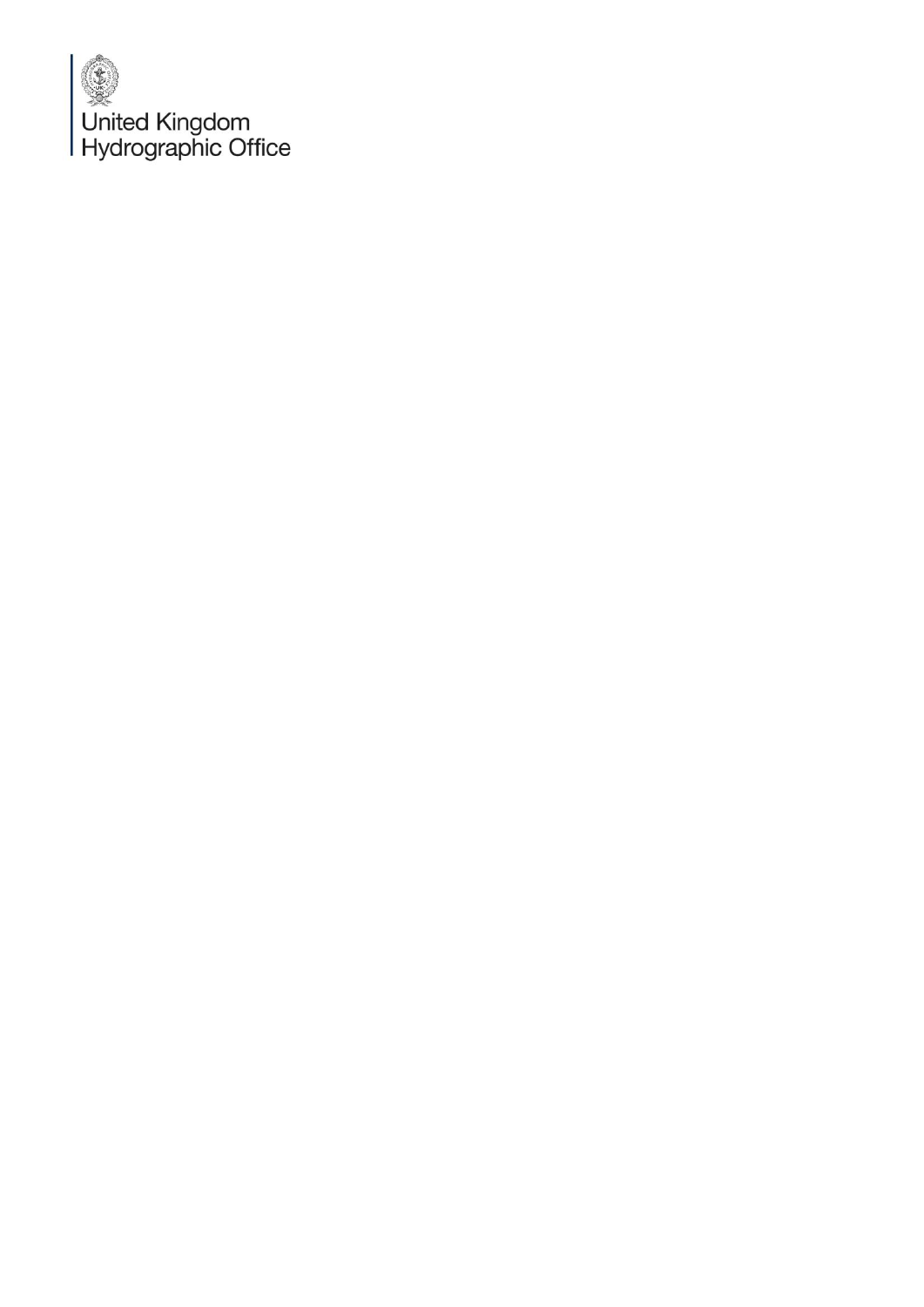United Kingdom
Hydrographic Office